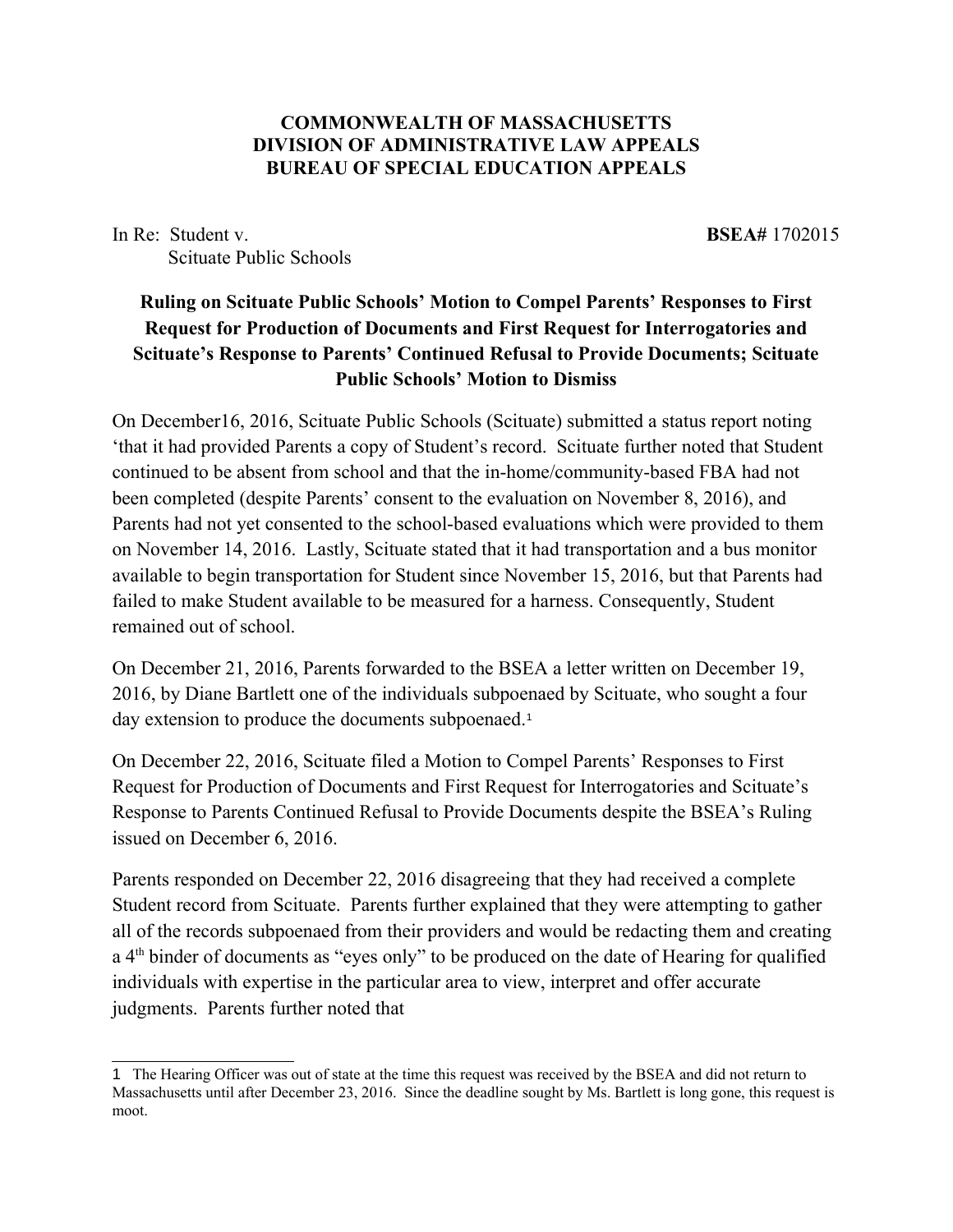**COMMONWEALTH OF MASSACHUSETTS**
**DIVISION OF ADMINISTRATIVE LAW APPEALS**
**BUREAU OF SPECIAL EDUCATION APPEALS**

In Re: Student v. **BSEA#** 1702015
Scituate Public Schools

**Ruling on Scituate Public Schools' Motion to Compel Parents' Responses to First Request for Production of Documents and First Request for Interrogatories and Scituate's Response to Parents' Continued Refusal to Provide Documents; Scituate Public Schools' Motion to Dismiss**

On December16, 2016, Scituate Public Schools (Scituate) submitted a status report noting 'that it had provided Parents a copy of Student's record. Scituate further noted that Student continued to be absent from school and that the in-home/community-based FBA had not been completed (despite Parents' consent to the evaluation on November 8, 2016), and Parents had not yet consented to the school-based evaluations which were provided to them on November 14, 2016. Lastly, Scituate stated that it had transportation and a bus monitor available to begin transportation for Student since November 15, 2016, but that Parents had failed to make Student available to be measured for a harness. Consequently, Student remained out of school.

On December 21, 2016, Parents forwarded to the BSEA a letter written on December 19, 2016, by Diane Bartlett one of the individuals subpoenaed by Scituate, who sought a four day extension to produce the documents subpoenaed.[1]

On December 22, 2016, Scituate filed a Motion to Compel Parents' Responses to First Request for Production of Documents and First Request for Interrogatories and Scituate's Response to Parents Continued Refusal to Provide Documents despite the BSEA's Ruling issued on December 6, 2016.

Parents responded on December 22, 2016 disagreeing that they had received a complete Student record from Scituate. Parents further explained that they were attempting to gather all of the records subpoenaed from their providers and would be redacting them and creating a 4th binder of documents as "eyes only" to be produced on the date of Hearing for qualified individuals with expertise in the particular area to view, interpret and offer accurate judgments. Parents further noted that

---

[1] The Hearing Officer was out of state at the time this request was received by the BSEA and did not return to Massachusetts until after December 23, 2016. Since the deadline sought by Ms. Bartlett is long gone, this request is moot.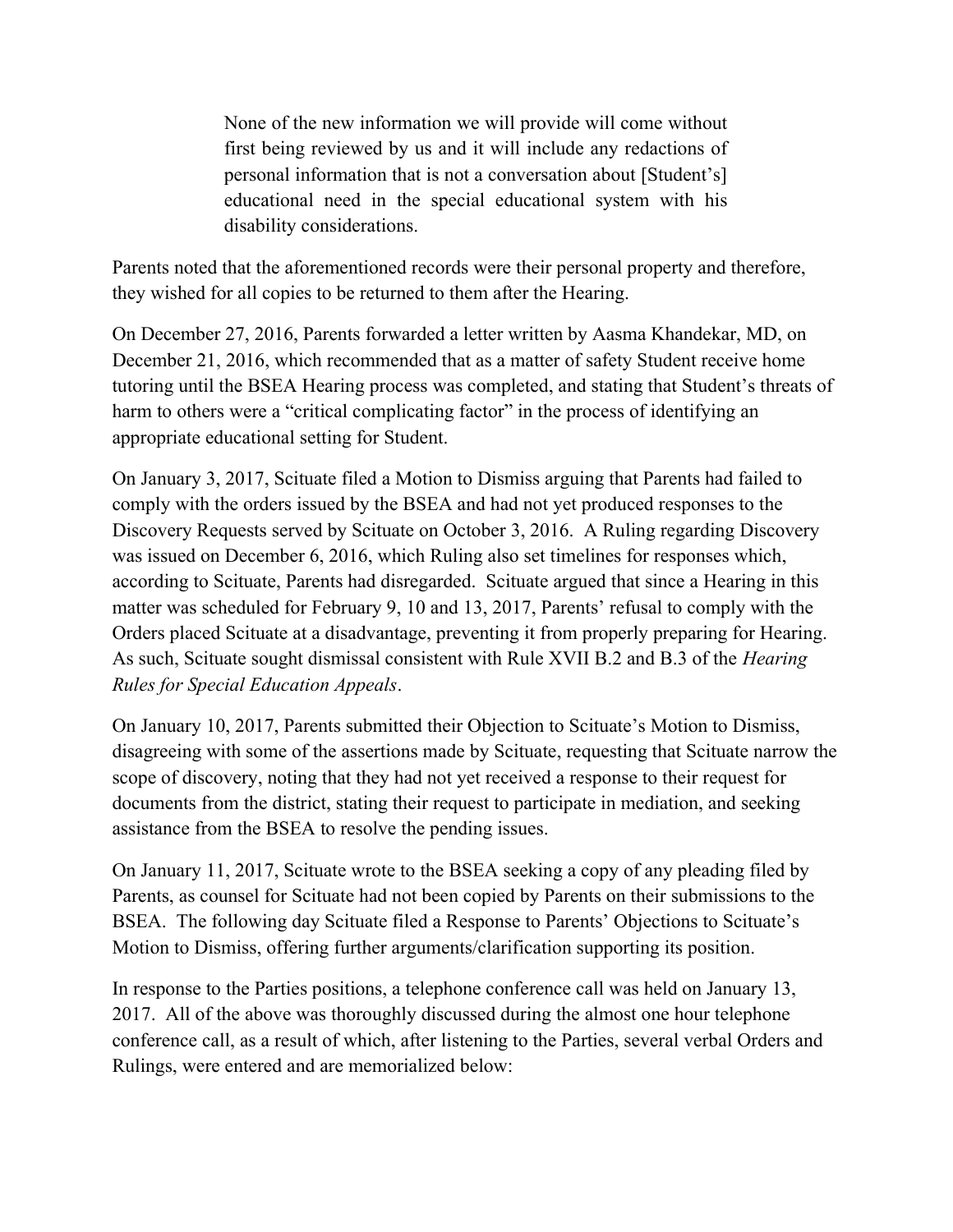> None of the new information we will provide will come without first being reviewed by us and it will include any redactions of personal information that is not a conversation about [Student's] educational need in the special educational system with his disability considerations.

Parents noted that the aforementioned records were their personal property and therefore, they wished for all copies to be returned to them after the Hearing.

On December 27, 2016, Parents forwarded a letter written by Aasma Khandekar, MD, on December 21, 2016, which recommended that as a matter of safety Student receive home tutoring until the BSEA Hearing process was completed, and stating that Student's threats of harm to others were a "critical complicating factor" in the process of identifying an appropriate educational setting for Student.

On January 3, 2017, Scituate filed a Motion to Dismiss arguing that Parents had failed to comply with the orders issued by the BSEA and had not yet produced responses to the Discovery Requests served by Scituate on October 3, 2016. A Ruling regarding Discovery was issued on December 6, 2016, which Ruling also set timelines for responses which, according to Scituate, Parents had disregarded. Scituate argued that since a Hearing in this matter was scheduled for February 9, 10 and 13, 2017, Parents' refusal to comply with the Orders placed Scituate at a disadvantage, preventing it from properly preparing for Hearing. As such, Scituate sought dismissal consistent with Rule XVII B.2 and B.3 of the *Hearing Rules for Special Education Appeals*.

On January 10, 2017, Parents submitted their Objection to Scituate's Motion to Dismiss, disagreeing with some of the assertions made by Scituate, requesting that Scituate narrow the scope of discovery, noting that they had not yet received a response to their request for documents from the district, stating their request to participate in mediation, and seeking assistance from the BSEA to resolve the pending issues.

On January 11, 2017, Scituate wrote to the BSEA seeking a copy of any pleading filed by Parents, as counsel for Scituate had not been copied by Parents on their submissions to the BSEA. The following day Scituate filed a Response to Parents' Objections to Scituate's Motion to Dismiss, offering further arguments/clarification supporting its position.

In response to the Parties positions, a telephone conference call was held on January 13, 2017. All of the above was thoroughly discussed during the almost one hour telephone conference call, as a result of which, after listening to the Parties, several verbal Orders and Rulings, were entered and are memorialized below: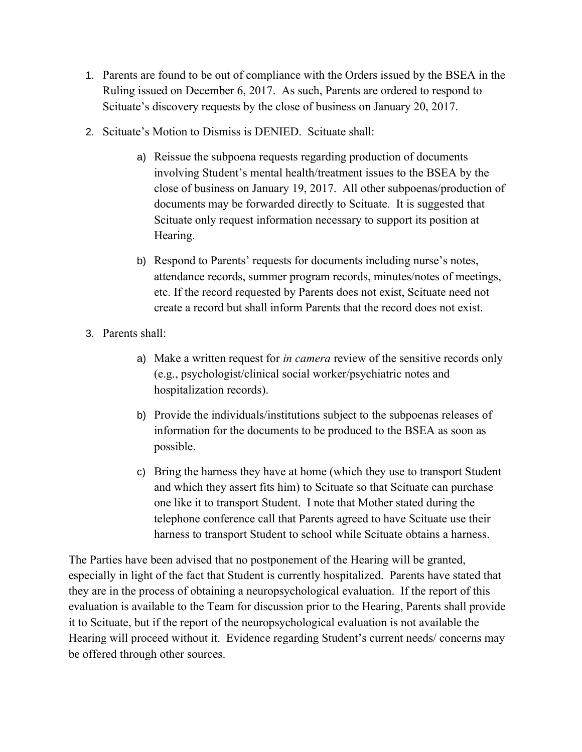1. Parents are found to be out of compliance with the Orders issued by the BSEA in the Ruling issued on December 6, 2017. As such, Parents are ordered to respond to Scituate's discovery requests by the close of business on January 20, 2017.

2. Scituate's Motion to Dismiss is DENIED. Scituate shall:

    a) Reissue the subpoena requests regarding production of documents involving Student's mental health/treatment issues to the BSEA by the close of business on January 19, 2017. All other subpoenas/production of documents may be forwarded directly to Scituate. It is suggested that Scituate only request information necessary to support its position at Hearing.

    b) Respond to Parents' requests for documents including nurse's notes, attendance records, summer program records, minutes/notes of meetings, etc. If the record requested by Parents does not exist, Scituate need not create a record but shall inform Parents that the record does not exist.

3. Parents shall:

    a) Make a written request for *in camera* review of the sensitive records only (e.g., psychologist/clinical social worker/psychiatric notes and hospitalization records).

    b) Provide the individuals/institutions subject to the subpoenas releases of information for the documents to be produced to the BSEA as soon as possible.

    c) Bring the harness they have at home (which they use to transport Student and which they assert fits him) to Scituate so that Scituate can purchase one like it to transport Student. I note that Mother stated during the telephone conference call that Parents agreed to have Scituate use their harness to transport Student to school while Scituate obtains a harness.

The Parties have been advised that no postponement of the Hearing will be granted, especially in light of the fact that Student is currently hospitalized. Parents have stated that they are in the process of obtaining a neuropsychological evaluation. If the report of this evaluation is available to the Team for discussion prior to the Hearing, Parents shall provide it to Scituate, but if the report of the neuropsychological evaluation is not available the Hearing will proceed without it. Evidence regarding Student's current needs/ concerns may be offered through other sources.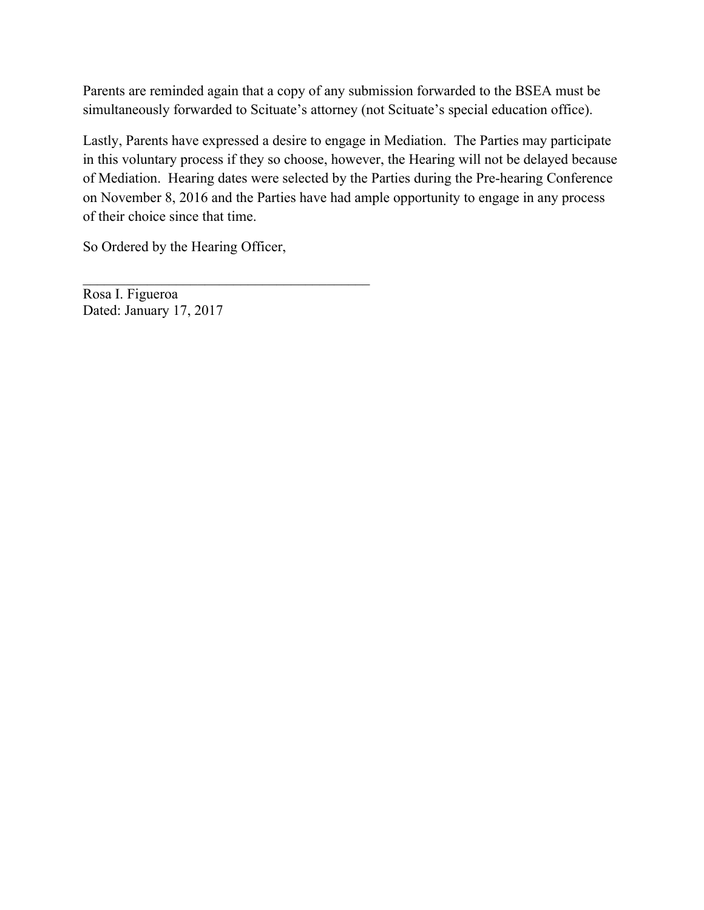Parents are reminded again that a copy of any submission forwarded to the BSEA must be simultaneously forwarded to Scituate's attorney (not Scituate's special education office).

Lastly, Parents have expressed a desire to engage in Mediation. The Parties may participate in this voluntary process if they so choose, however, the Hearing will not be delayed because of Mediation. Hearing dates were selected by the Parties during the Pre-hearing Conference on November 8, 2016 and the Parties have had ample opportunity to engage in any process of their choice since that time.

So Ordered by the Hearing Officer,

\_\_\_\_\_\_\_\_\_\_\_\_\_\_\_\_\_\_\_\_\_\_\_\_\_\_\_\_\_\_\_\_\_\_\_\_\_\_\_\_\_\_

Rosa I. Figueroa
Dated: January 17, 2017